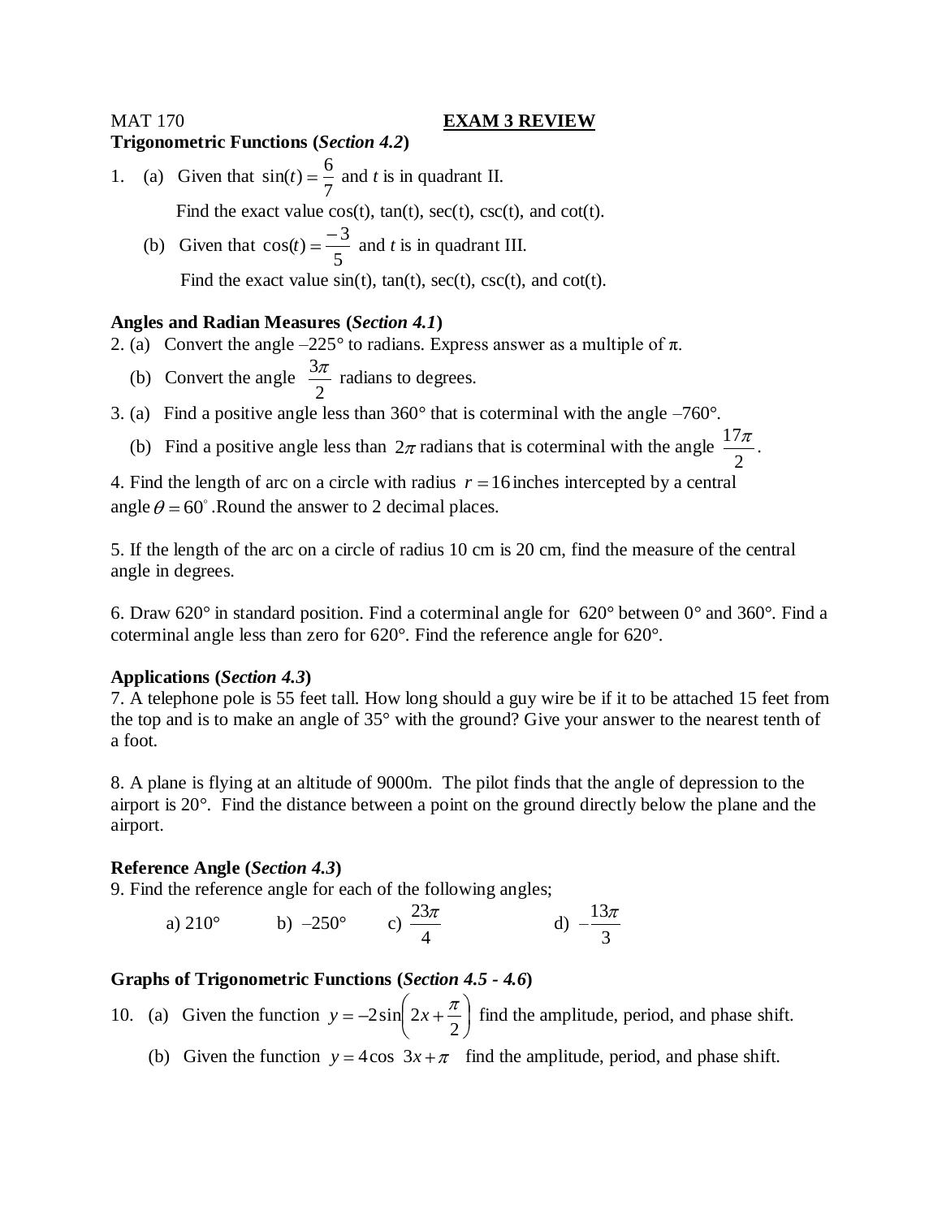MAT 170 **EXAM 3 REVIEW**

**Trigonometric Functions (*Section 4.2*)**

1. (a) Given that $\sin(t) = \frac{6}{7}$ and *t* is in quadrant II.

   Find the exact value cos(t), tan(t), sec(t), csc(t), and cot(t).

   (b) Given that $\cos(t) = \frac{-3}{5}$ and *t* is in quadrant III.

   Find the exact value sin(t), tan(t), sec(t), csc(t), and cot(t).

**Angles and Radian Measures (*Section 4.1*)**

2. (a) Convert the angle –225° to radians. Express answer as a multiple of π.

   (b) Convert the angle $\frac{3\pi}{2}$ radians to degrees.

3. (a) Find a positive angle less than 360° that is coterminal with the angle –760°.

   (b) Find a positive angle less than $2\pi$ radians that is coterminal with the angle $\frac{17\pi}{2}$.

4. Find the length of arc on a circle with radius $r = 16$ inches intercepted by a central angle $\theta = 60^\circ$. Round the answer to 2 decimal places.

5. If the length of the arc on a circle of radius 10 cm is 20 cm, find the measure of the central angle in degrees.

6. Draw 620° in standard position. Find a coterminal angle for 620° between 0° and 360°. Find a coterminal angle less than zero for 620°. Find the reference angle for 620°.

**Applications (*Section 4.3*)**

7. A telephone pole is 55 feet tall. How long should a guy wire be if it to be attached 15 feet from the top and is to make an angle of 35° with the ground? Give your answer to the nearest tenth of a foot.

8. A plane is flying at an altitude of 9000m. The pilot finds that the angle of depression to the airport is 20°. Find the distance between a point on the ground directly below the plane and the airport.

**Reference Angle (*Section 4.3*)**

9. Find the reference angle for each of the following angles;

   a) 210° b) –250° c) $\frac{23\pi}{4}$ d) $-\frac{13\pi}{3}$

**Graphs of Trigonometric Functions (*Section 4.5 - 4.6*)**

10. (a) Given the function $y = -2\sin\left(2x + \frac{\pi}{2}\right)$ find the amplitude, period, and phase shift.

    (b) Given the function $y = 4\cos\left(3x + \pi\right)$ find the amplitude, period, and phase shift.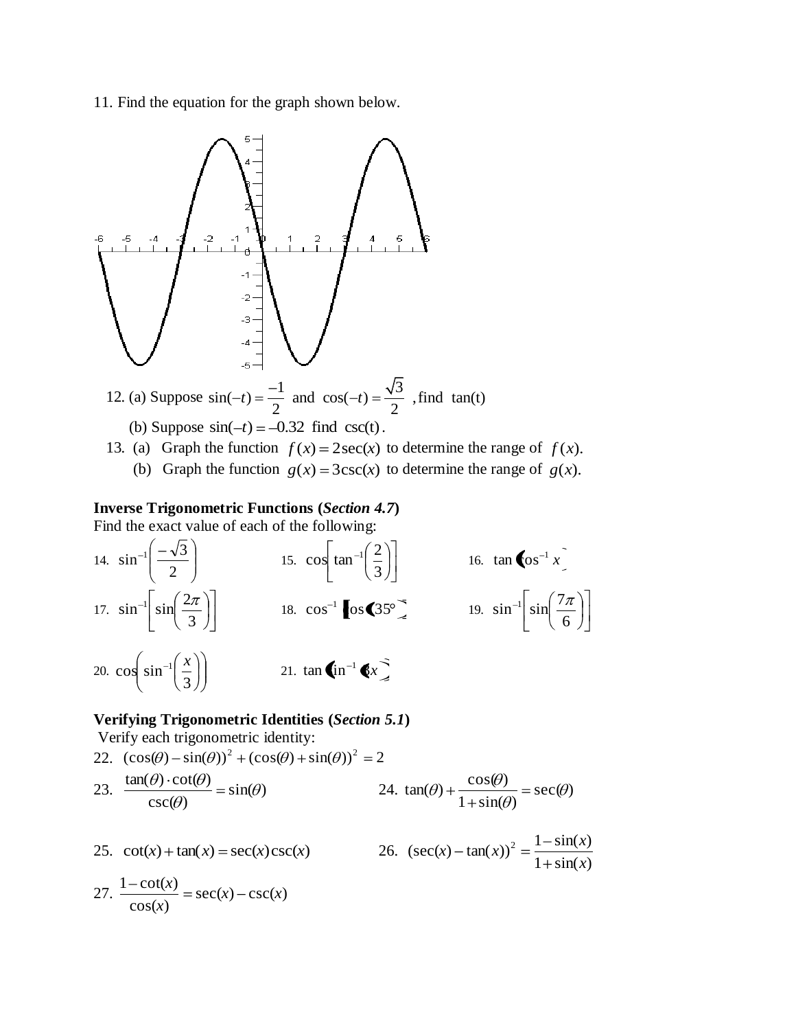11. Find the equation for the graph shown below.

12. (a) Suppose $\sin(-t) = \frac{-1}{2}$ and $\cos(-t) = \frac{\sqrt{3}}{2}$ , find $\tan(t)$

(b) Suppose $\sin(-t) = -0.32$ find $\csc(t)$.

13. (a) Graph the function $f(x) = 2\sec(x)$ to determine the range of $f(x)$.

(b) Graph the function $g(x) = 3\csc(x)$ to determine the range of $g(x)$.

**Inverse Trigonometric Functions (*Section 4.7*)**

Find the exact value of each of the following:

14. $\sin^{-1}\left(\frac{-\sqrt{3}}{2}\right)$

15. $\cos\left[\tan^{-1}\left(\frac{2}{3}\right)\right]$

16. $\tan\left(\cos^{-1} x\right)$

17. $\sin^{-1}\left[\sin\left(\frac{2\pi}{3}\right)\right]$

18. $\cos^{-1}\left[\cos\left(35°\right)\right]$

19. $\sin^{-1}\left[\sin\left(\frac{7\pi}{6}\right)\right]$

20. $\cos\left(\sin^{-1}\left(\frac{x}{3}\right)\right)$

21. $\tan\left(\sin^{-1}\left(3x\right)\right)$

**Verifying Trigonometric Identities (*Section 5.1*)**

Verify each trigonometric identity:

22. $(\cos(\theta) - \sin(\theta))^2 + (\cos(\theta) + \sin(\theta))^2 = 2$

23. $\frac{\tan(\theta) \cdot \cot(\theta)}{\csc(\theta)} = \sin(\theta)$

24. $\tan(\theta) + \frac{\cos(\theta)}{1 + \sin(\theta)} = \sec(\theta)$

25. $\cot(x) + \tan(x) = \sec(x)\csc(x)$

26. $(\sec(x) - \tan(x))^2 = \frac{1 - \sin(x)}{1 + \sin(x)}$

27. $\frac{1 - \cot(x)}{\cos(x)} = \sec(x) - \csc(x)$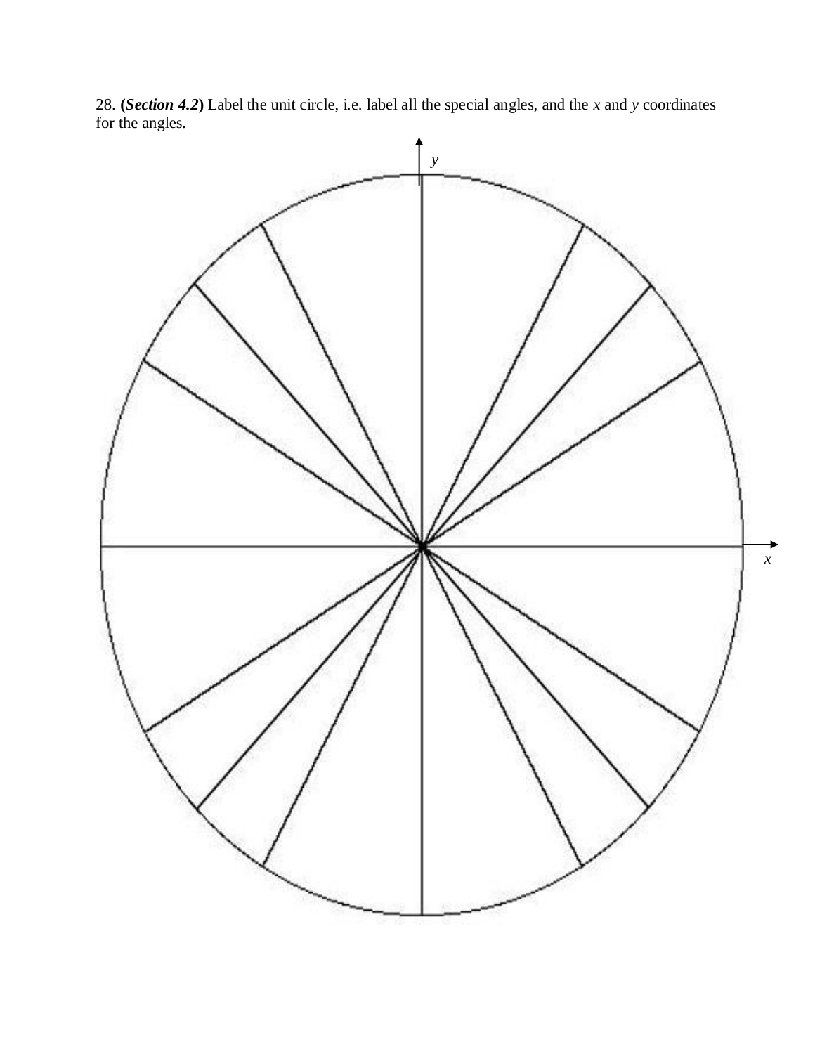28. **(*Section 4.2*)** Label the unit circle, i.e. label all the special angles, and the $x$ and $y$ coordinates for the angles.

$y$

$x$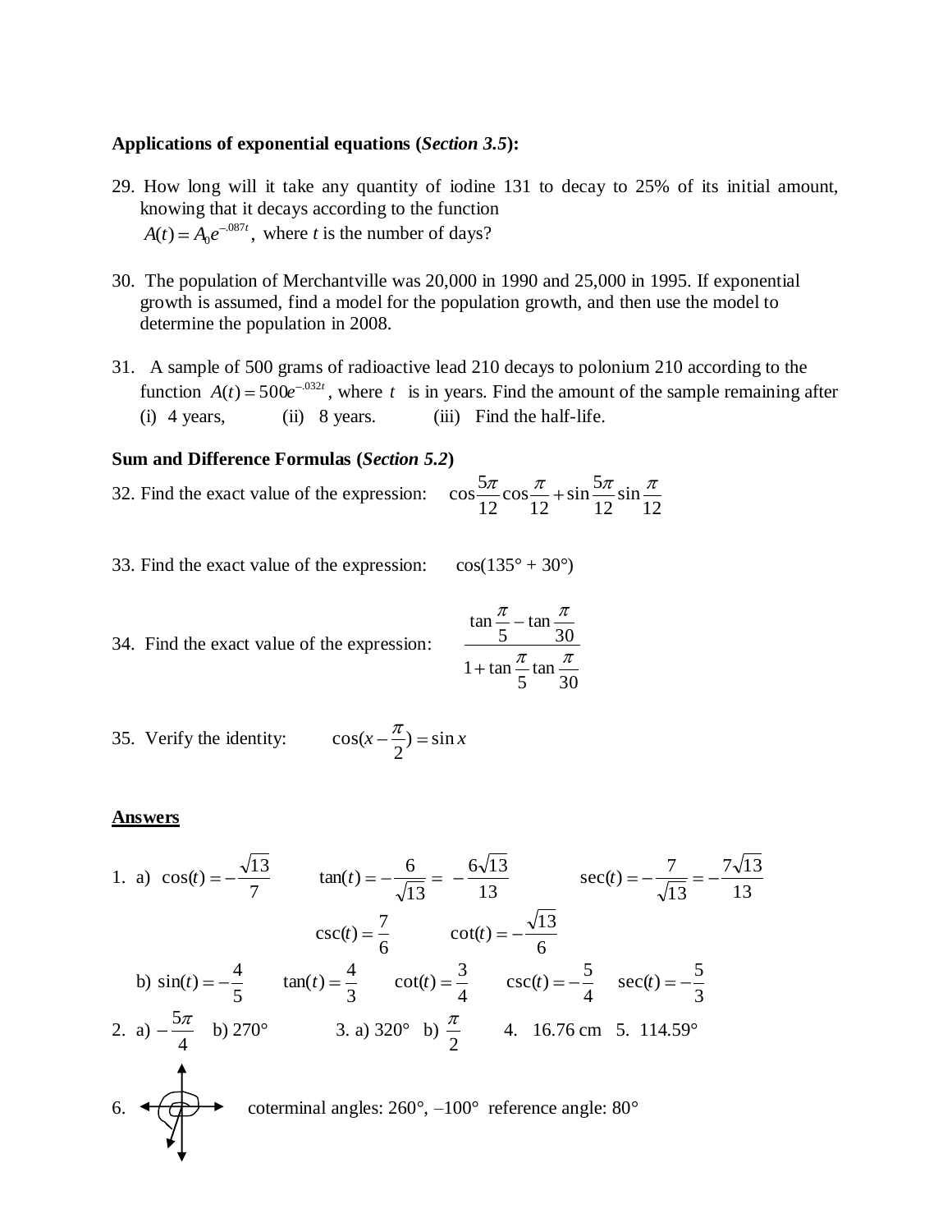**Applications of exponential equations (*Section 3.5*):**

29. How long will it take any quantity of iodine 131 to decay to 25% of its initial amount, knowing that it decays according to the function
$A(t) = A_0 e^{-.087t}$, where $t$ is the number of days?

30. The population of Merchantville was 20,000 in 1990 and 25,000 in 1995. If exponential growth is assumed, find a model for the population growth, and then use the model to determine the population in 2008.

31. A sample of 500 grams of radioactive lead 210 decays to polonium 210 according to the function $A(t) = 500e^{-.032t}$, where $t$ is in years. Find the amount of the sample remaining after (i) 4 years, (ii) 8 years. (iii) Find the half-life.

**Sum and Difference Formulas (*Section 5.2*)**

32. Find the exact value of the expression: $\cos\frac{5\pi}{12}\cos\frac{\pi}{12} + \sin\frac{5\pi}{12}\sin\frac{\pi}{12}$

33. Find the exact value of the expression: $\cos(135° + 30°)$

34. Find the exact value of the expression: $\dfrac{\tan\frac{\pi}{5} - \tan\frac{\pi}{30}}{1 + \tan\frac{\pi}{5}\tan\frac{\pi}{30}}$

35. Verify the identity: $\cos(x - \frac{\pi}{2}) = \sin x$

<u>**Answers**</u>

1. a) $\cos(t) = -\frac{\sqrt{13}}{7}$ $\tan(t) = -\frac{6}{\sqrt{13}} = -\frac{6\sqrt{13}}{13}$ $\sec(t) = -\frac{7}{\sqrt{13}} = -\frac{7\sqrt{13}}{13}$

   $\csc(t) = \frac{7}{6}$ $\cot(t) = -\frac{\sqrt{13}}{6}$

   b) $\sin(t) = -\frac{4}{5}$ $\tan(t) = \frac{4}{3}$ $\cot(t) = \frac{3}{4}$ $\csc(t) = -\frac{5}{4}$ $\sec(t) = -\frac{5}{3}$

2. a) $-\frac{5\pi}{4}$ b) 270° 3. a) 320° b) $\frac{\pi}{2}$ 4. 16.76 cm 5. 114.59°

6. coterminal angles: 260°, –100° reference angle: 80°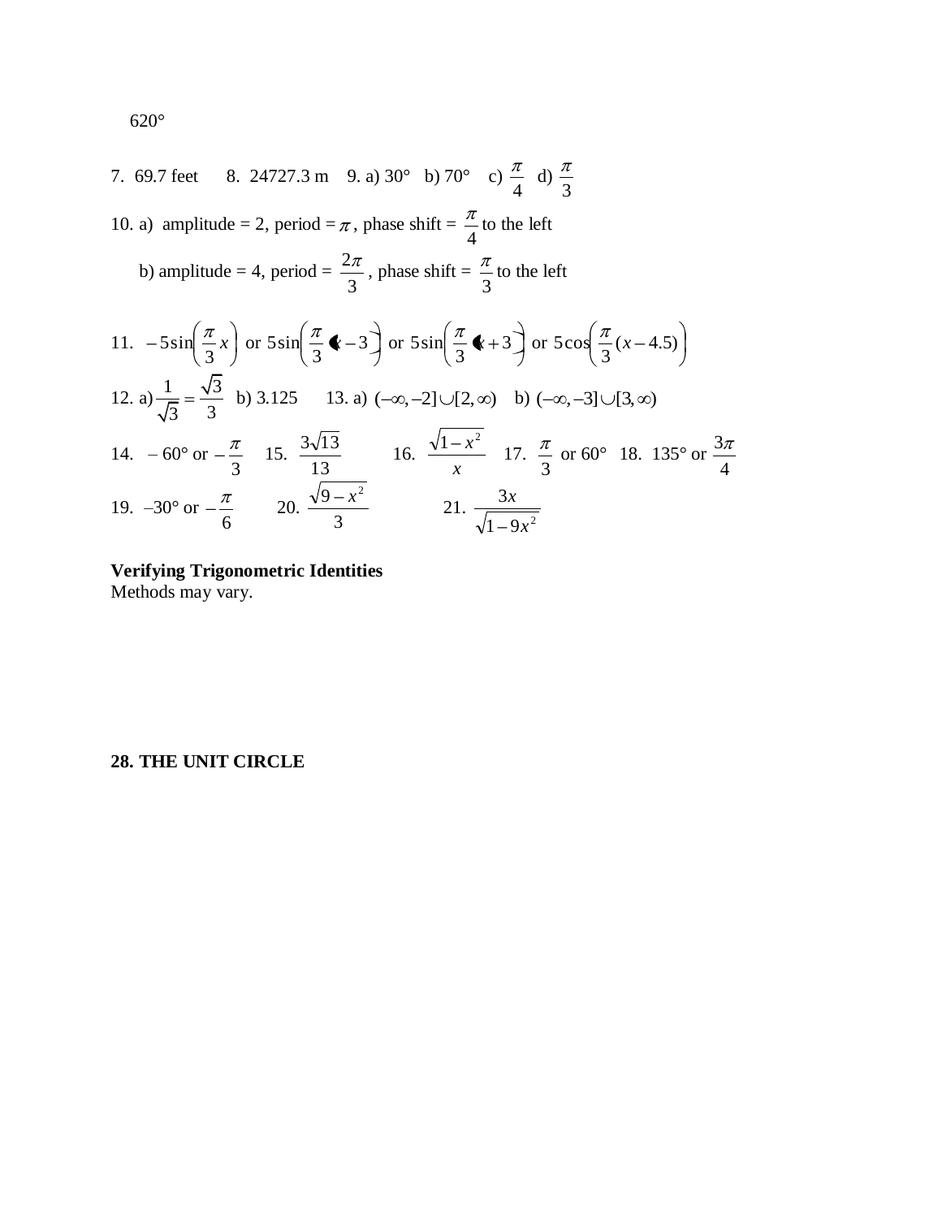620°

7. 69.7 feet  8. 24727.3 m  9. a) 30°  b) 70°  c) $\frac{\pi}{4}$  d) $\frac{\pi}{3}$

10. a) amplitude = 2, period = $\pi$, phase shift = $\frac{\pi}{4}$ to the left

b) amplitude = 4, period = $\frac{2\pi}{3}$, phase shift = $\frac{\pi}{3}$ to the left

11. $-5\sin\left(\frac{\pi}{3}x\right)$ or $5\sin\left(\frac{\pi}{3}(x-3)\right)$ or $5\sin\left(\frac{\pi}{3}(x+3)\right)$ or $5\cos\left(\frac{\pi}{3}(x-4.5)\right)$

12. a) $\frac{1}{\sqrt{3}} = \frac{\sqrt{3}}{3}$  b) 3.125  13. a) $(-\infty,-2]\cup[2,\infty)$  b) $(-\infty,-3]\cup[3,\infty)$

14. $-60°$ or $-\frac{\pi}{3}$  15. $\frac{3\sqrt{13}}{13}$  16. $\frac{\sqrt{1-x^2}}{x}$  17. $\frac{\pi}{3}$ or 60°  18. 135° or $\frac{3\pi}{4}$

19. $-30°$ or $-\frac{\pi}{6}$  20. $\frac{\sqrt{9-x^2}}{3}$  21. $\frac{3x}{\sqrt{1-9x^2}}$

**Verifying Trigonometric Identities**
Methods may vary.

**28. THE UNIT CIRCLE**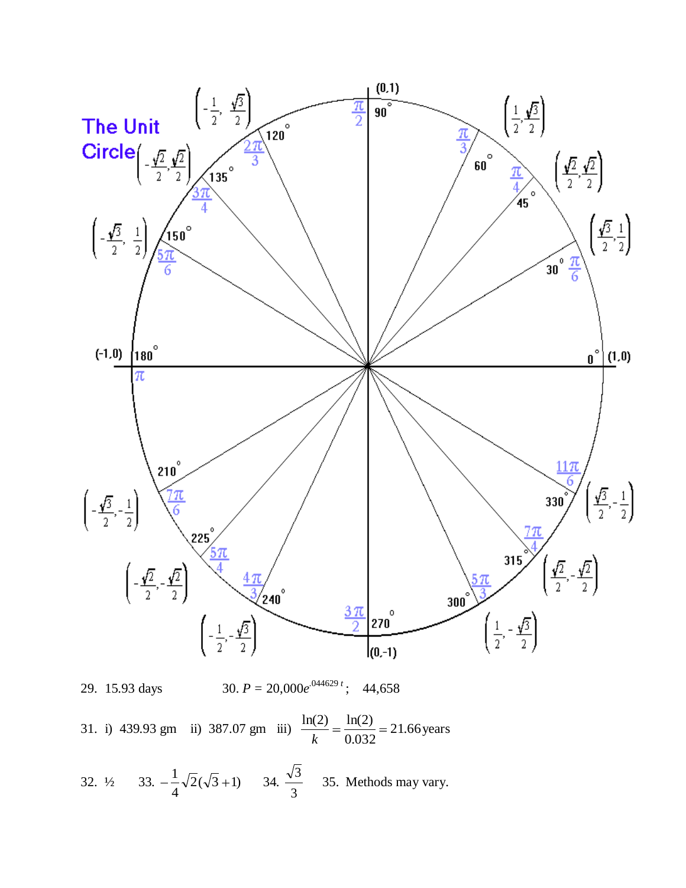# The Unit Circle

(0,1)

$\frac{\pi}{2}$ 90°

$\left(-\frac{1}{2}, \frac{\sqrt{3}}{2}\right)$ 120° $\frac{2\pi}{3}$

$\left(\frac{1}{2}, \frac{\sqrt{3}}{2}\right)$ $\frac{\pi}{3}$ 60°

$\left(-\frac{\sqrt{2}}{2}, \frac{\sqrt{2}}{2}\right)$ 135° $\frac{3\pi}{4}$

$\left(\frac{\sqrt{2}}{2}, \frac{\sqrt{2}}{2}\right)$ $\frac{\pi}{4}$ 45°

$\left(-\frac{\sqrt{3}}{2}, \frac{1}{2}\right)$ 150° $\frac{5\pi}{6}$

$\left(\frac{\sqrt{3}}{2}, \frac{1}{2}\right)$ 30° $\frac{\pi}{6}$

(-1,0) 180° $\pi$

0° (1,0)

210° $\frac{7\pi}{6}$ $\left(-\frac{\sqrt{3}}{2}, -\frac{1}{2}\right)$

$\frac{11\pi}{6}$ 330° $\left(\frac{\sqrt{3}}{2}, -\frac{1}{2}\right)$

225° $\frac{5\pi}{4}$ $\left(-\frac{\sqrt{2}}{2}, -\frac{\sqrt{2}}{2}\right)$

$\frac{7\pi}{4}$ 315° $\left(\frac{\sqrt{2}}{2}, -\frac{\sqrt{2}}{2}\right)$

$\frac{4\pi}{3}$ 240° $\left(-\frac{1}{2}, -\frac{\sqrt{3}}{2}\right)$

300° $\frac{5\pi}{3}$ $\left(\frac{1}{2}, -\frac{\sqrt{3}}{2}\right)$

$\frac{3\pi}{2}$ 270°

(0,-1)

29. 15.93 days

30. $P = 20{,}000e^{.044629\,t}$; 44,658

31. i) 439.93 gm ii) 387.07 gm iii) $\frac{\ln(2)}{k} = \frac{\ln(2)}{0.032} = 21.66\,\text{years}$

32. ½

33. $-\frac{1}{4}\sqrt{2}(\sqrt{3}+1)$

34. $\frac{\sqrt{3}}{3}$

35. Methods may vary.